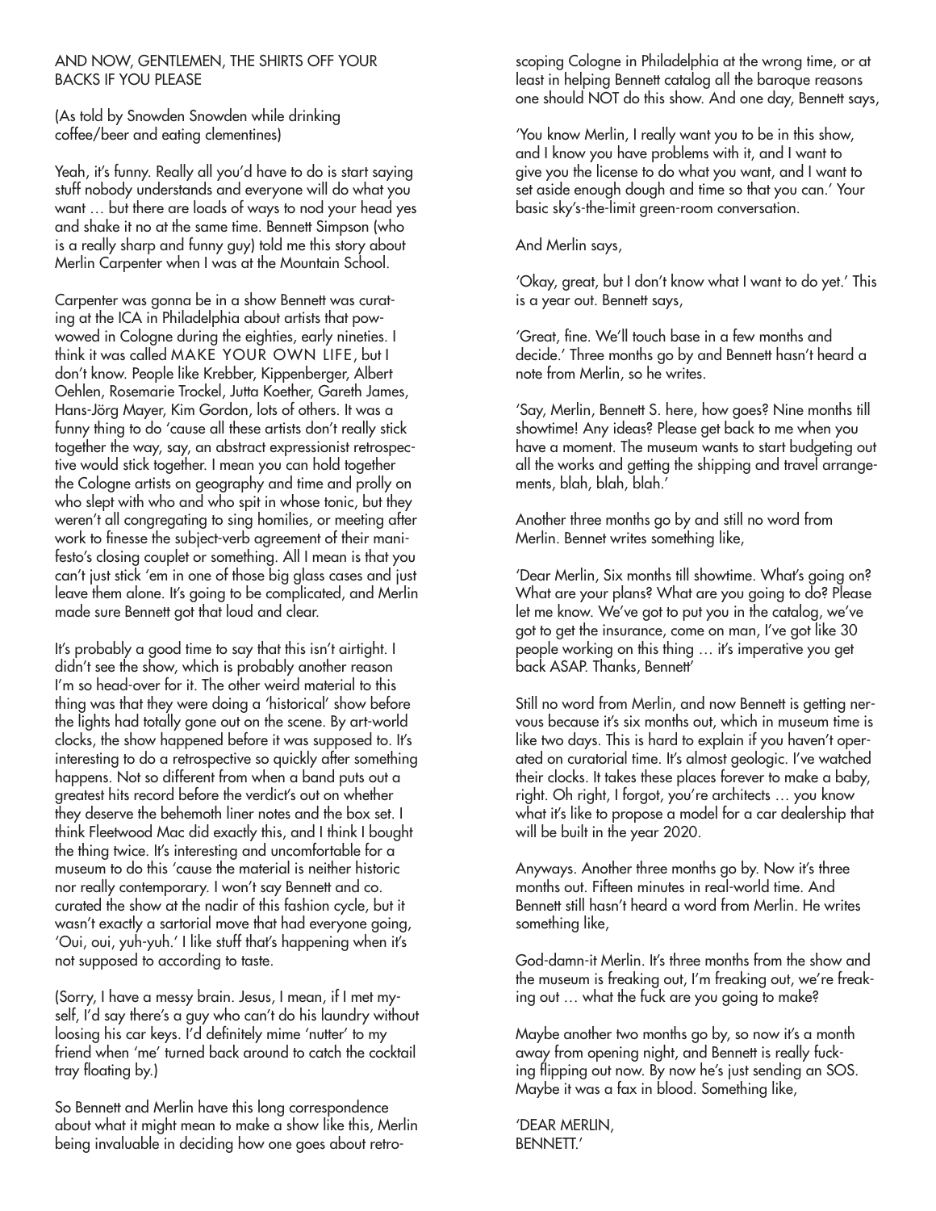# AND NOW, GENTLEMEN, THE SHIRTS OFF YOUR BACKS IF YOU PLEASE

(As told by Snowden Snowden while drinking coffee/beer and eating clementines)

Yeah, it's funny. Really all you'd have to do is start saying stuff nobody understands and everyone will do what you want … but there are loads of ways to nod your head yes and shake it no at the same time. Bennett Simpson (who is a really sharp and funny guy) told me this story about Merlin Carpenter when I was at the Mountain School.

Carpenter was gonna be in a show Bennett was curating at the ICA in Philadelphia about artists that powwowed in Cologne during the eighties, early nineties. I think it was called MAKE YOUR OWN LIFE, but I don't know. People like Krebber, Kippenberger, Albert Oehlen, Rosemarie Trockel, Jutta Koether, Gareth James, Hans-Jörg Mayer, Kim Gordon, lots of others. It was a funny thing to do 'cause all these artists don't really stick together the way, say, an abstract expressionist retrospective would stick together. I mean you can hold together the Cologne artists on geography and time and prolly on who slept with who and who spit in whose tonic, but they weren't all congregating to sing homilies, or meeting after work to finesse the subject-verb agreement of their manifesto's closing couplet or something. All I mean is that you can't just stick 'em in one of those big glass cases and just leave them alone. It's going to be complicated, and Merlin made sure Bennett got that loud and clear.

It's probably a good time to say that this isn't airtight. I didn't see the show, which is probably another reason I'm so head-over for it. The other weird material to this thing was that they were doing a 'historical' show before the lights had totally gone out on the scene. By art-world clocks, the show happened before it was supposed to. It's interesting to do a retrospective so quickly after something happens. Not so different from when a band puts out a greatest hits record before the verdict's out on whether they deserve the behemoth liner notes and the box set. I think Fleetwood Mac did exactly this, and I think I bought the thing twice. It's interesting and uncomfortable for a museum to do this 'cause the material is neither historic nor really contemporary. I won't say Bennett and co. curated the show at the nadir of this fashion cycle, but it wasn't exactly a sartorial move that had everyone going, 'Oui, oui, yuh-yuh.' I like stuff that's happening when it's not supposed to according to taste.

(Sorry, I have a messy brain. Jesus, I mean, if I met myself, I'd say there's a guy who can't do his laundry without loosing his car keys. I'd definitely mime 'nutter' to my friend when 'me' turned back around to catch the cocktail tray floating by.)

So Bennett and Merlin have this long correspondence about what it might mean to make a show like this, Merlin being invaluable in deciding how one goes about retroscoping Cologne in Philadelphia at the wrong time, or at least in helping Bennett catalog all the baroque reasons one should NOT do this show. And one day, Bennett says,

'You know Merlin, I really want you to be in this show, and I know you have problems with it, and I want to give you the license to do what you want, and I want to set aside enough dough and time so that you can.' Your basic sky's-the-limit green-room conversation.

And Merlin says,

'Okay, great, but I don't know what I want to do yet.' This is a year out. Bennett says,

'Great, fine. We'll touch base in a few months and decide.' Three months go by and Bennett hasn't heard a note from Merlin, so he writes.

'Say, Merlin, Bennett S. here, how goes? Nine months till showtime! Any ideas? Please get back to me when you have a moment. The museum wants to start budgeting out all the works and getting the shipping and travel arrangements, blah, blah, blah.'

Another three months go by and still no word from Merlin. Bennet writes something like,

'Dear Merlin, Six months till showtime. What's going on? What are your plans? What are you going to do? Please let me know. We've got to put you in the catalog, we've got to get the insurance, come on man, I've got like 30 people working on this thing … it's imperative you get back ASAP. Thanks, Bennett'

Still no word from Merlin, and now Bennett is getting nervous because it's six months out, which in museum time is like two days. This is hard to explain if you haven't operated on curatorial time. It's almost geologic. I've watched their clocks. It takes these places forever to make a baby, right. Oh right, I forgot, you're architects … you know what it's like to propose a model for a car dealership that will be built in the year 2020.

Anyways. Another three months go by. Now it's three months out. Fifteen minutes in real-world time. And Bennett still hasn't heard a word from Merlin. He writes something like,

God-damn-it Merlin. It's three months from the show and the museum is freaking out, I'm freaking out, we're freaking out … what the fuck are you going to make?

Maybe another two months go by, so now it's a month away from opening night, and Bennett is really fucking flipping out now. By now he's just sending an SOS. Maybe it was a fax in blood. Something like,

'DEAR MERLIN,
BENNETT.'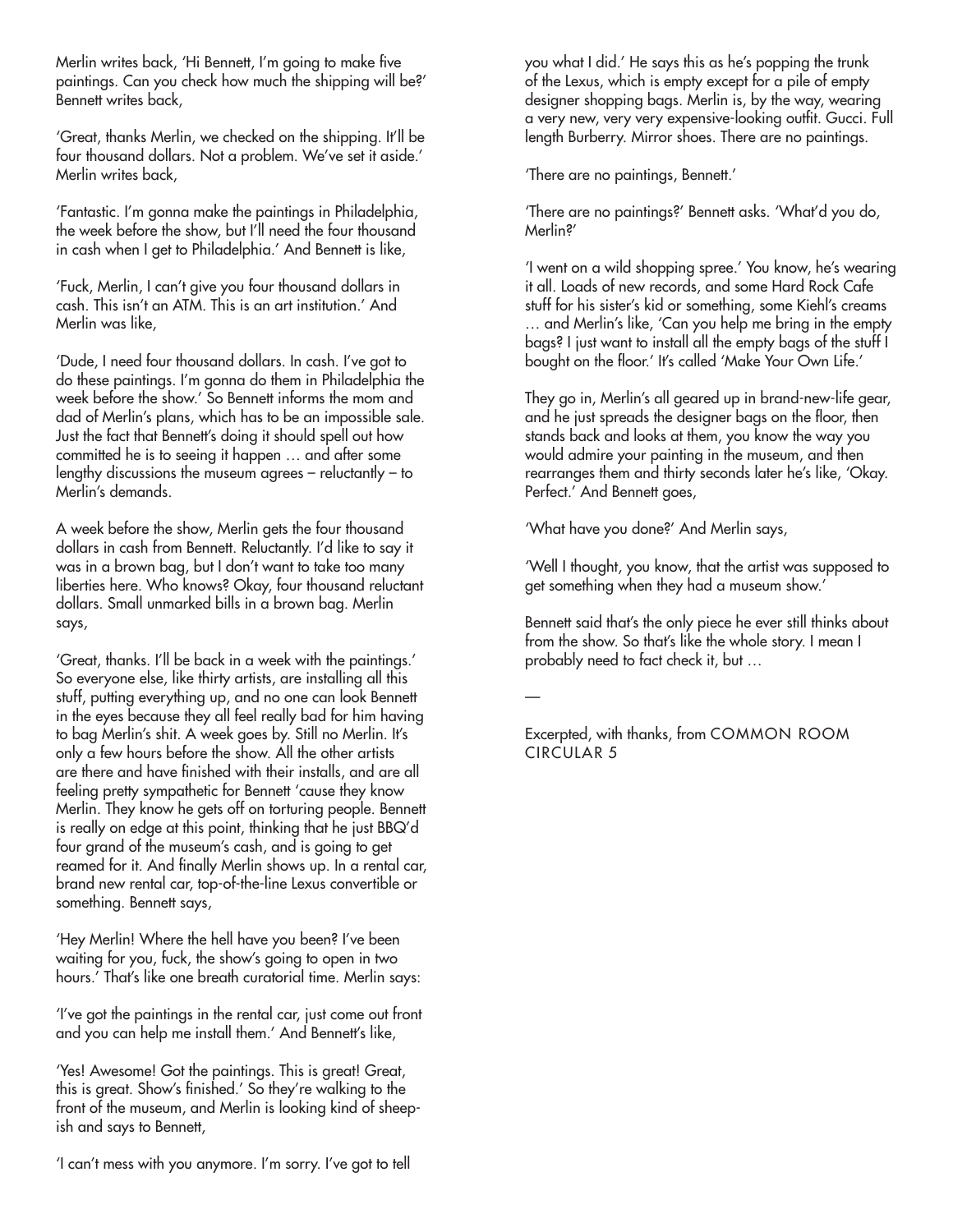Merlin writes back, 'Hi Bennett, I'm going to make five paintings. Can you check how much the shipping will be?' Bennett writes back,

'Great, thanks Merlin, we checked on the shipping. It'll be four thousand dollars. Not a problem. We've set it aside.' Merlin writes back,

'Fantastic. I'm gonna make the paintings in Philadelphia, the week before the show, but I'll need the four thousand in cash when I get to Philadelphia.' And Bennett is like,

'Fuck, Merlin, I can't give you four thousand dollars in cash. This isn't an ATM. This is an art institution.' And Merlin was like,

'Dude, I need four thousand dollars. In cash. I've got to do these paintings. I'm gonna do them in Philadelphia the week before the show.' So Bennett informs the mom and dad of Merlin's plans, which has to be an impossible sale. Just the fact that Bennett's doing it should spell out how committed he is to seeing it happen … and after some lengthy discussions the museum agrees – reluctantly – to Merlin's demands.

A week before the show, Merlin gets the four thousand dollars in cash from Bennett. Reluctantly. I'd like to say it was in a brown bag, but I don't want to take too many liberties here. Who knows? Okay, four thousand reluctant dollars. Small unmarked bills in a brown bag. Merlin says,

'Great, thanks. I'll be back in a week with the paintings.' So everyone else, like thirty artists, are installing all this stuff, putting everything up, and no one can look Bennett in the eyes because they all feel really bad for him having to bag Merlin's shit. A week goes by. Still no Merlin. It's only a few hours before the show. All the other artists are there and have finished with their installs, and are all feeling pretty sympathetic for Bennett 'cause they know Merlin. They know he gets off on torturing people. Bennett is really on edge at this point, thinking that he just BBQ'd four grand of the museum's cash, and is going to get reamed for it. And finally Merlin shows up. In a rental car, brand new rental car, top-of-the-line Lexus convertible or something. Bennett says,

'Hey Merlin! Where the hell have you been? I've been waiting for you, fuck, the show's going to open in two hours.' That's like one breath curatorial time. Merlin says:

'I've got the paintings in the rental car, just come out front and you can help me install them.' And Bennett's like,

'Yes! Awesome! Got the paintings. This is great! Great, this is great. Show's finished.' So they're walking to the front of the museum, and Merlin is looking kind of sheepish and says to Bennett,

'I can't mess with you anymore. I'm sorry. I've got to tell you what I did.' He says this as he's popping the trunk of the Lexus, which is empty except for a pile of empty designer shopping bags. Merlin is, by the way, wearing a very new, very very expensive-looking outfit. Gucci. Full length Burberry. Mirror shoes. There are no paintings.

'There are no paintings, Bennett.'

'There are no paintings?' Bennett asks. 'What'd you do, Merlin?'

'I went on a wild shopping spree.' You know, he's wearing it all. Loads of new records, and some Hard Rock Cafe stuff for his sister's kid or something, some Kiehl's creams … and Merlin's like, 'Can you help me bring in the empty bags? I just want to install all the empty bags of the stuff I bought on the floor.' It's called 'Make Your Own Life.'

They go in, Merlin's all geared up in brand-new-life gear, and he just spreads the designer bags on the floor, then stands back and looks at them, you know the way you would admire your painting in the museum, and then rearranges them and thirty seconds later he's like, 'Okay. Perfect.' And Bennett goes,

'What have you done?' And Merlin says,

'Well I thought, you know, that the artist was supposed to get something when they had a museum show.'

Bennett said that's the only piece he ever still thinks about from the show. So that's like the whole story. I mean I probably need to fact check it, but …

—

Excerpted, with thanks, from COMMON ROOM CIRCULAR 5